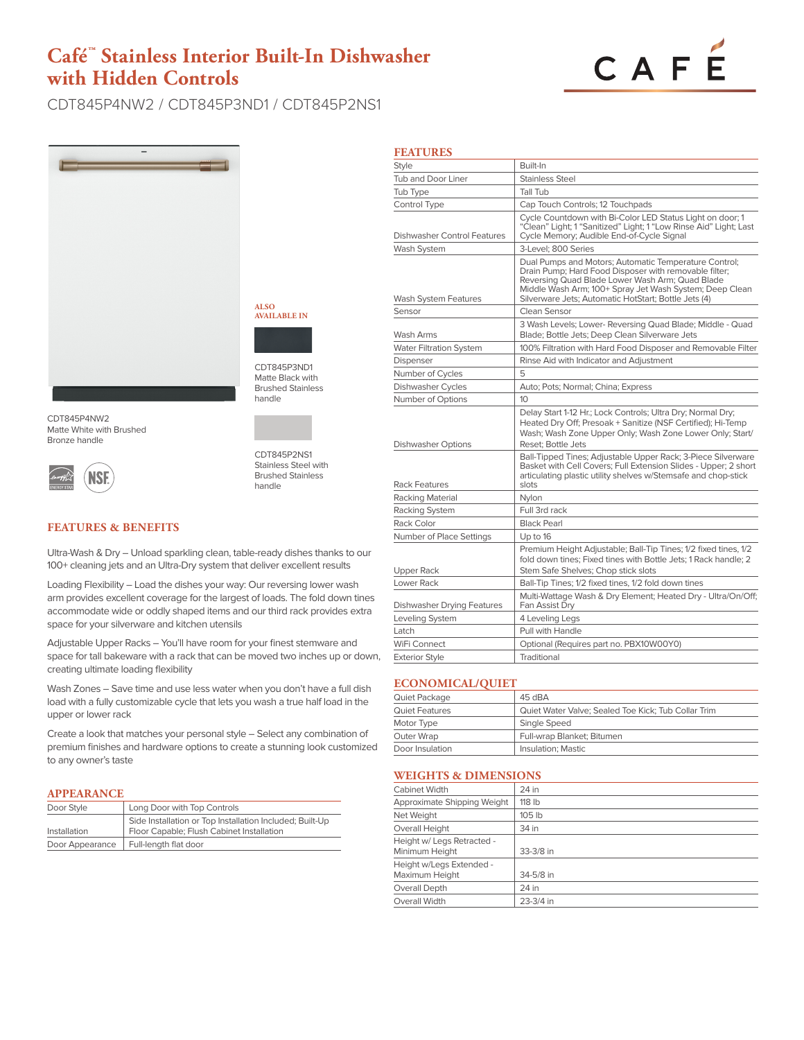# Café™ Stainless Interior Built-In Dishwasher with Hidden Controls

CDT845P4NW2 / CDT845P3ND1 / CDT845P2NS1

CDT845P4NW2
Matte White with Brushed Bronze handle

ALSO AVAILABLE IN

CDT845P3ND1
Matte Black with Brushed Stainless handle

CDT845P2NS1
Stainless Steel with Brushed Stainless handle

## FEATURES & BENEFITS

Ultra-Wash & Dry – Unload sparkling clean, table-ready dishes thanks to our 100+ cleaning jets and an Ultra-Dry system that deliver excellent results

Loading Flexibility – Load the dishes your way: Our reversing lower wash arm provides excellent coverage for the largest of loads. The fold down tines accommodate wide or oddly shaped items and our third rack provides extra space for your silverware and kitchen utensils

Adjustable Upper Racks – You'll have room for your finest stemware and space for tall bakeware with a rack that can be moved two inches up or down, creating ultimate loading flexibility

Wash Zones – Save time and use less water when you don't have a full dish load with a fully customizable cycle that lets you wash a true half load in the upper or lower rack

Create a look that matches your personal style – Select any combination of premium finishes and hardware options to create a stunning look customized to any owner's taste

## APPEARANCE

| | |
|---|---|
| Door Style | Long Door with Top Controls |
| Installation | Side Installation or Top Installation Included; Built-Up Floor Capable; Flush Cabinet Installation |
| Door Appearance | Full-length flat door |

## FEATURES

| | |
|---|---|
| Style | Built-In |
| Tub and Door Liner | Stainless Steel |
| Tub Type | Tall Tub |
| Control Type | Cap Touch Controls; 12 Touchpads |
| Dishwasher Control Features | Cycle Countdown with Bi-Color LED Status Light on door; 1 "Clean" Light; 1 "Sanitized" Light; 1 "Low Rinse Aid" Light; Last Cycle Memory; Audible End-of-Cycle Signal |
| Wash System | 3-Level; 800 Series |
| Wash System Features | Dual Pumps and Motors; Automatic Temperature Control; Drain Pump; Hard Food Disposer with removable filter; Reversing Quad Blade Lower Wash Arm; Quad Blade Middle Wash Arm; 100+ Spray Jet Wash System; Deep Clean Silverware Jets; Automatic HotStart; Bottle Jets (4) |
| Sensor | Clean Sensor |
| Wash Arms | 3 Wash Levels; Lower- Reversing Quad Blade; Middle - Quad Blade; Bottle Jets; Deep Clean Silverware Jets |
| Water Filtration System | 100% Filtration with Hard Food Disposer and Removable Filter |
| Dispenser | Rinse Aid with Indicator and Adjustment |
| Number of Cycles | 5 |
| Dishwasher Cycles | Auto; Pots; Normal; China; Express |
| Number of Options | 10 |
| Dishwasher Options | Delay Start 1-12 Hr.; Lock Controls; Ultra Dry; Normal Dry; Heated Dry Off; Presoak + Sanitize (NSF Certified); Hi-Temp Wash; Wash Zone Upper Only; Wash Zone Lower Only; Start/Reset; Bottle Jets |
| Rack Features | Ball-Tipped Tines; Adjustable Upper Rack; 3-Piece Silverware Basket with Cell Covers; Full Extension Slides - Upper; 2 short articulating plastic utility shelves w/Stemsafe and chop-stick slots |
| Racking Material | Nylon |
| Racking System | Full 3rd rack |
| Rack Color | Black Pearl |
| Number of Place Settings | Up to 16 |
| Upper Rack | Premium Height Adjustable; Ball-Tip Tines; 1/2 fixed tines, 1/2 fold down tines; Fixed tines with Bottle Jets; 1 Rack handle; 2 Stem Safe Shelves; Chop stick slots |
| Lower Rack | Ball-Tip Tines; 1/2 fixed tines, 1/2 fold down tines |
| Dishwasher Drying Features | Multi-Wattage Wash & Dry Element; Heated Dry - Ultra/On/Off; Fan Assist Dry |
| Leveling System | 4 Leveling Legs |
| Latch | Pull with Handle |
| WiFi Connect | Optional (Requires part no. PBX10W00Y0) |
| Exterior Style | Traditional |

## ECONOMICAL/QUIET

| | |
|---|---|
| Quiet Package | 45 dBA |
| Quiet Features | Quiet Water Valve; Sealed Toe Kick; Tub Collar Trim |
| Motor Type | Single Speed |
| Outer Wrap | Full-wrap Blanket; Bitumen |
| Door Insulation | Insulation; Mastic |

## WEIGHTS & DIMENSIONS

| | |
|---|---|
| Cabinet Width | 24 in |
| Approximate Shipping Weight | 118 lb |
| Net Weight | 105 lb |
| Overall Height | 34 in |
| Height w/ Legs Retracted - Minimum Height | 33-3/8 in |
| Height w/Legs Extended - Maximum Height | 34-5/8 in |
| Overall Depth | 24 in |
| Overall Width | 23-3/4 in |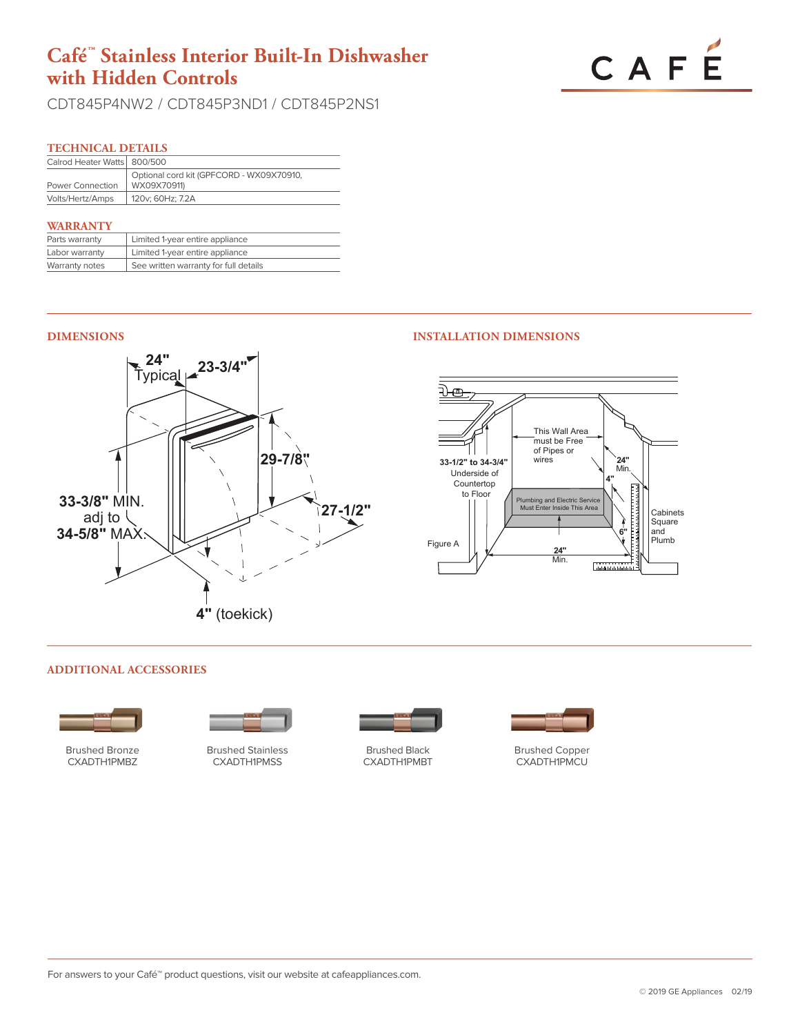# Café™ Stainless Interior Built-In Dishwasher with Hidden Controls

CAFÉ

CDT845P4NW2 / CDT845P3ND1 / CDT845P2NS1

## TECHNICAL DETAILS

| | |
|---|---|
| Calrod Heater Watts | 800/500 |
| Power Connection | Optional cord kit (GPFCORD - WX09X70910, WX09X70911) |
| Volts/Hertz/Amps | 120v; 60Hz; 7.2A |

## WARRANTY

| | |
|---|---|
| Parts warranty | Limited 1-year entire appliance |
| Labor warranty | Limited 1-year entire appliance |
| Warranty notes | See written warranty for full details |

## DIMENSIONS

24" Typical
23-3/4"
29-7/8"
27-1/2"
33-3/8" MIN. adj to 34-5/8" MAX.
4" (toekick)

## INSTALLATION DIMENSIONS

This Wall Area must be Free of Pipes or wires
33-1/2" to 34-3/4" Underside of Countertop to Floor
24" Min.
4"
Plumbing and Electric Service Must Enter Inside This Area
6"
Cabinets Square and Plumb
Figure A
24" Min.

## ADDITIONAL ACCESSORIES

Brushed Bronze
CXADTH1PMBZ

Brushed Stainless
CXADTH1PMSS

Brushed Black
CXADTH1PMBT

Brushed Copper
CXADTH1PMCU

For answers to your Café™ product questions, visit our website at cafeappliances.com.

© 2019 GE Appliances 02/19